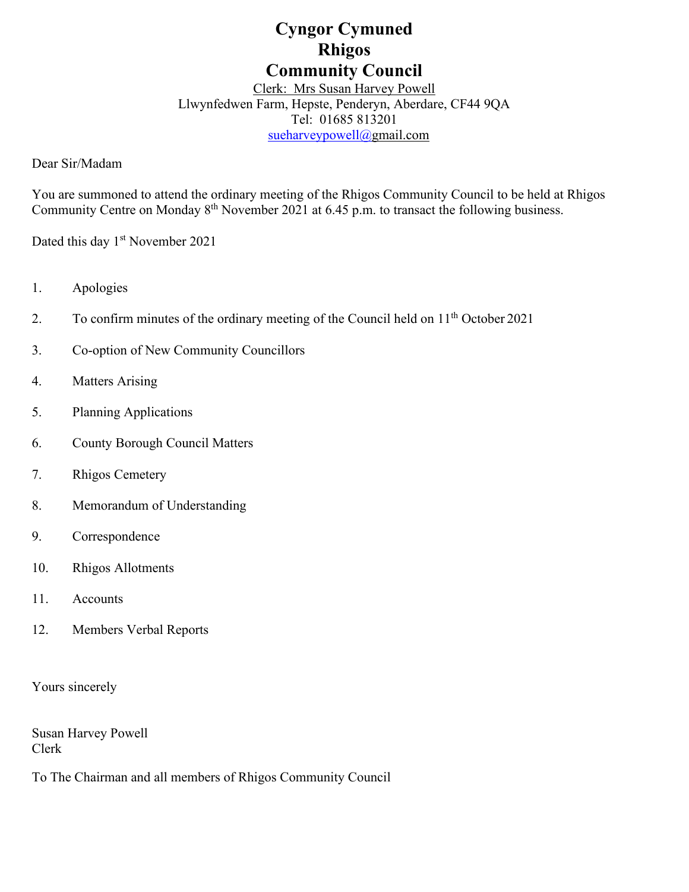# Cyngor Cymuned
# Rhigos
# Community Council

Clerk: Mrs Susan Harvey Powell
Llwynfedwen Farm, Hepste, Penderyn, Aberdare, CF44 9QA
Tel: 01685 813201
sueharveypowell@gmail.com

Dear Sir/Madam

You are summoned to attend the ordinary meeting of the Rhigos Community Council to be held at Rhigos Community Centre on Monday 8th November 2021 at 6.45 p.m. to transact the following business.

Dated this day 1st November 2021

1. Apologies
2. To confirm minutes of the ordinary meeting of the Council held on 11th October 2021
3. Co-option of New Community Councillors
4. Matters Arising
5. Planning Applications
6. County Borough Council Matters
7. Rhigos Cemetery
8. Memorandum of Understanding
9. Correspondence
10. Rhigos Allotments
11. Accounts
12. Members Verbal Reports

Yours sincerely

Susan Harvey Powell
Clerk

To The Chairman and all members of Rhigos Community Council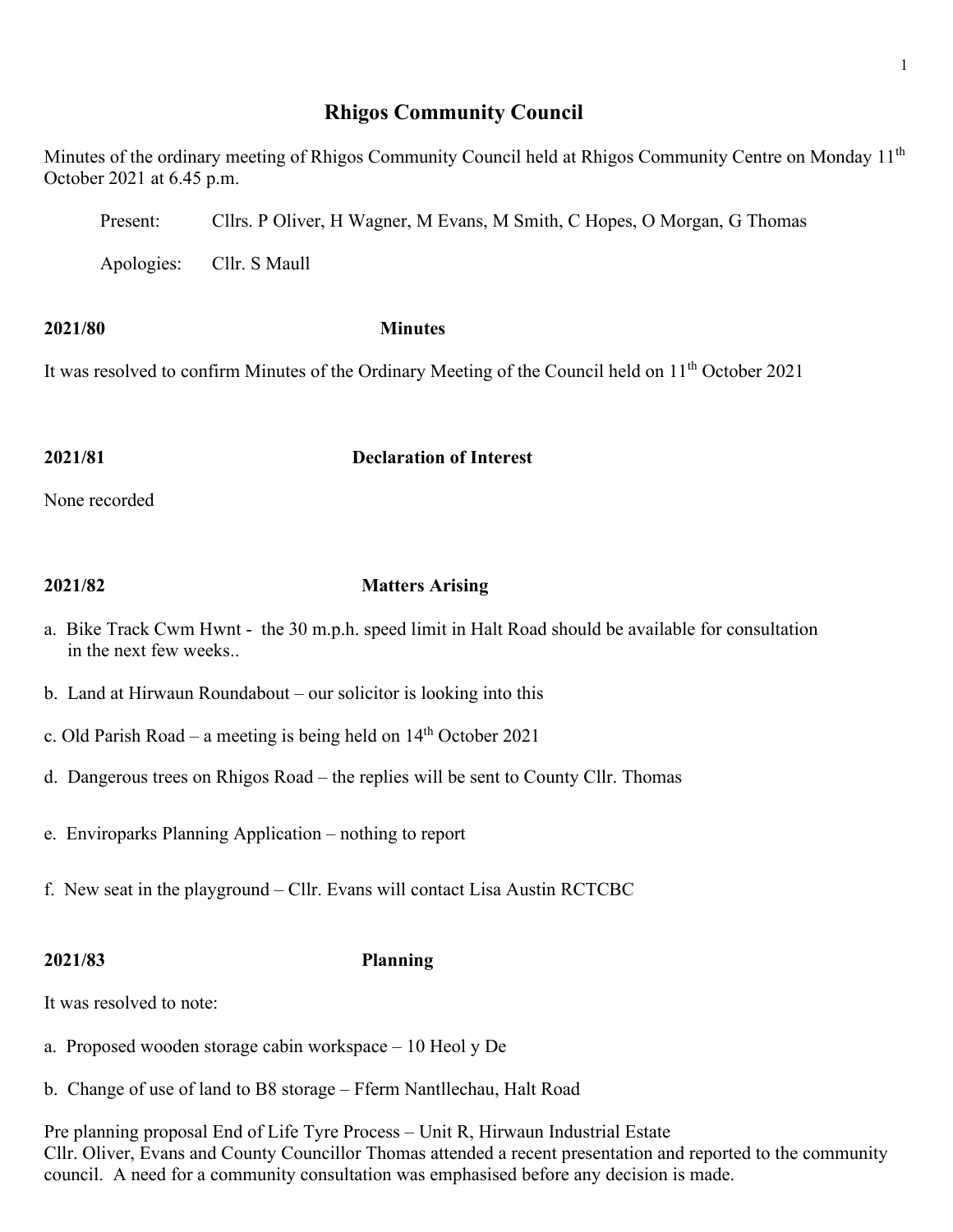# Rhigos Community Council

Minutes of the ordinary meeting of Rhigos Community Council held at Rhigos Community Centre on Monday 11th October 2021 at 6.45 p.m.

Present: Cllrs. P Oliver, H Wagner, M Evans, M Smith, C Hopes, O Morgan, G Thomas

Apologies: Cllr. S Maull

**2021/80 Minutes**

It was resolved to confirm Minutes of the Ordinary Meeting of the Council held on 11th October 2021

**2021/81 Declaration of Interest**

None recorded

**2021/82 Matters Arising**

a. Bike Track Cwm Hwnt - the 30 m.p.h. speed limit in Halt Road should be available for consultation in the next few weeks..

b. Land at Hirwaun Roundabout – our solicitor is looking into this

c. Old Parish Road – a meeting is being held on 14th October 2021

d. Dangerous trees on Rhigos Road – the replies will be sent to County Cllr. Thomas

e. Enviroparks Planning Application – nothing to report

f. New seat in the playground – Cllr. Evans will contact Lisa Austin RCTCBC

**2021/83 Planning**

It was resolved to note:

a. Proposed wooden storage cabin workspace – 10 Heol y De

b. Change of use of land to B8 storage – Fferm Nantllechau, Halt Road

Pre planning proposal End of Life Tyre Process – Unit R, Hirwaun Industrial Estate
Cllr. Oliver, Evans and County Councillor Thomas attended a recent presentation and reported to the community council. A need for a community consultation was emphasised before any decision is made.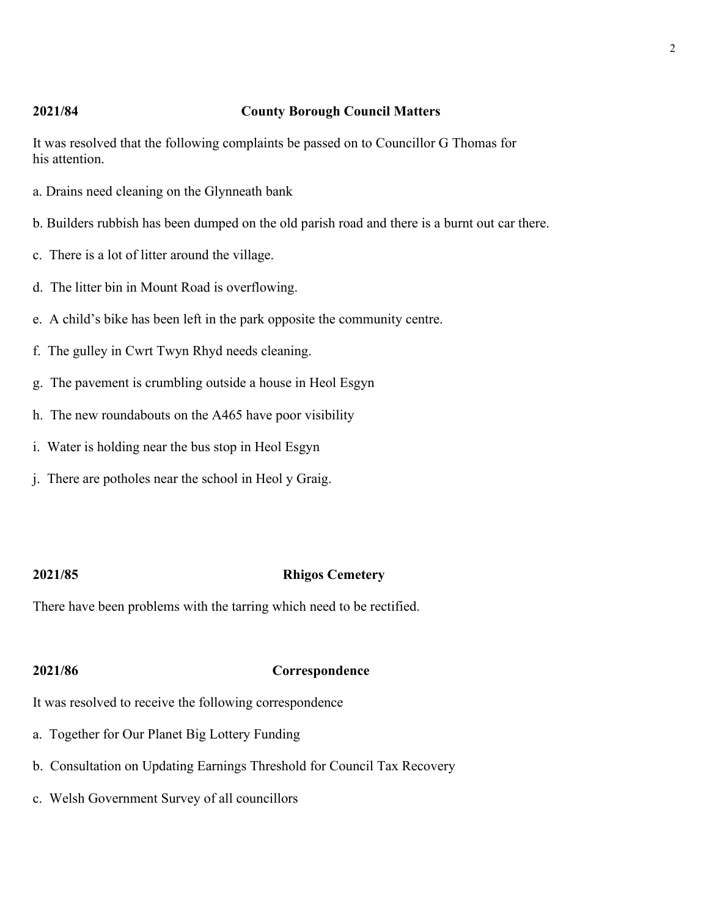## 2021/84 County Borough Council Matters

It was resolved that the following complaints be passed on to Councillor G Thomas for his attention.

a. Drains need cleaning on the Glynneath bank

b. Builders rubbish has been dumped on the old parish road and there is a burnt out car there.

c. There is a lot of litter around the village.

d. The litter bin in Mount Road is overflowing.

e. A child's bike has been left in the park opposite the community centre.

f. The gulley in Cwrt Twyn Rhyd needs cleaning.

g. The pavement is crumbling outside a house in Heol Esgyn

h. The new roundabouts on the A465 have poor visibility

i. Water is holding near the bus stop in Heol Esgyn

j. There are potholes near the school in Heol y Graig.

## 2021/85 Rhigos Cemetery

There have been problems with the tarring which need to be rectified.

## 2021/86 Correspondence

It was resolved to receive the following correspondence

a. Together for Our Planet Big Lottery Funding

b. Consultation on Updating Earnings Threshold for Council Tax Recovery

c. Welsh Government Survey of all councillors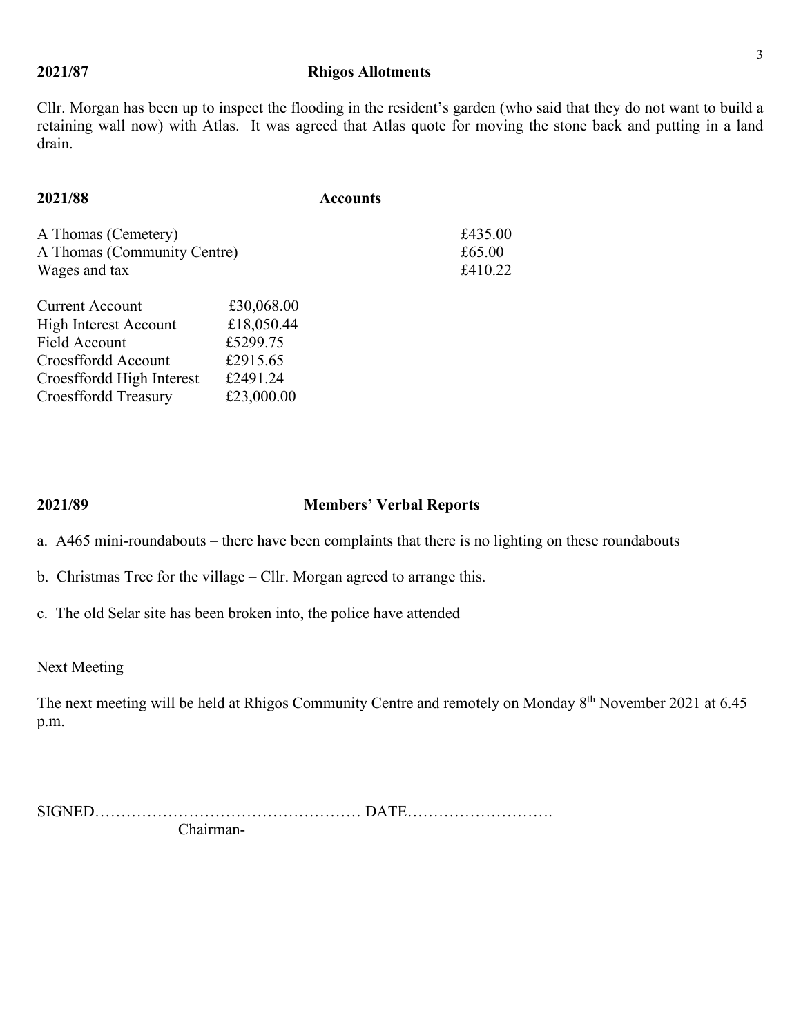**2021/87 Rhigos Allotments**

Cllr. Morgan has been up to inspect the flooding in the resident's garden (who said that they do not want to build a retaining wall now) with Atlas. It was agreed that Atlas quote for moving the stone back and putting in a land drain.

**2021/88 Accounts**

| | |
|---|---|
| A Thomas (Cemetery) | £435.00 |
| A Thomas (Community Centre) | £65.00 |
| Wages and tax | £410.22 |

| | |
|---|---|
| Current Account | £30,068.00 |
| High Interest Account | £18,050.44 |
| Field Account | £5299.75 |
| Croesffordd Account | £2915.65 |
| Croesffordd High Interest | £2491.24 |
| Croesffordd Treasury | £23,000.00 |

**2021/89 Members' Verbal Reports**

a. A465 mini-roundabouts – there have been complaints that there is no lighting on these roundabouts

b. Christmas Tree for the village – Cllr. Morgan agreed to arrange this.

c. The old Selar site has been broken into, the police have attended

Next Meeting

The next meeting will be held at Rhigos Community Centre and remotely on Monday 8th November 2021 at 6.45 p.m.

SIGNED…………………………………………… DATE……………………….

Chairman-